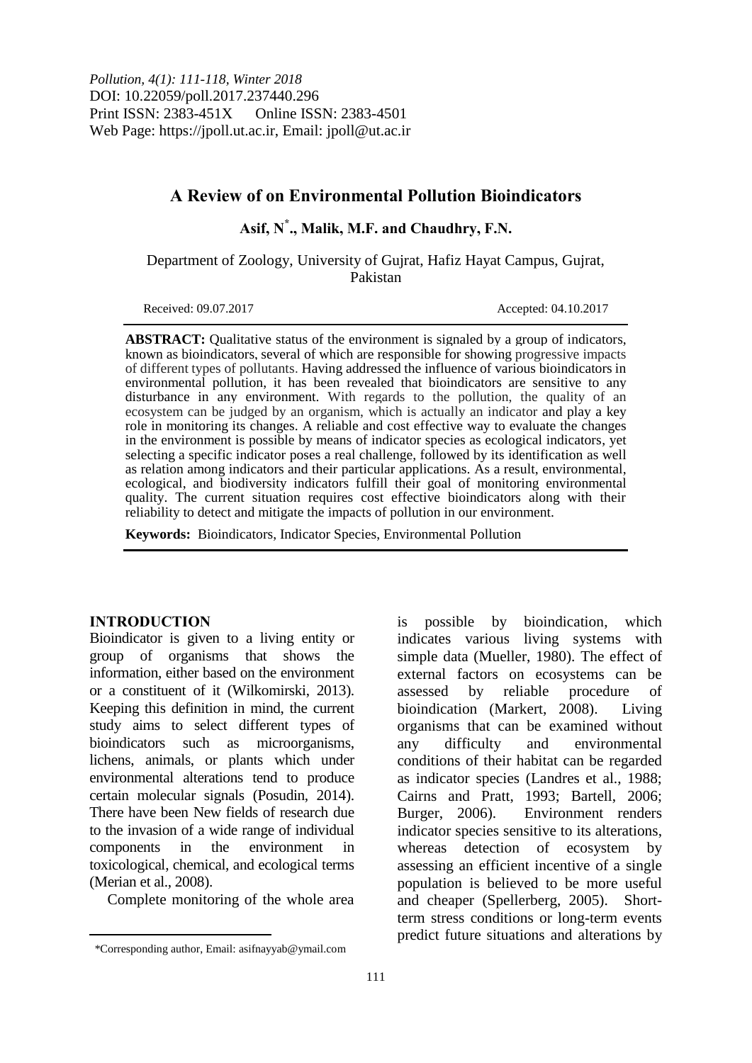# A Review of on Environmental Pollution Bioindicators

**Asif, N[*]., Malik, M.F. and Chaudhry, F.N.**

Department of Zoology, University of Gujrat, Hafiz Hayat Campus, Gujrat, Pakistan

Received: 09.07.2017 Accepted: 04.10.2017

**ABSTRACT:** Qualitative status of the environment is signaled by a group of indicators, known as bioindicators, several of which are responsible for showing progressive impacts of different types of pollutants. Having addressed the influence of various bioindicators in environmental pollution, it has been revealed that bioindicators are sensitive to any disturbance in any environment. With regards to the pollution, the quality of an ecosystem can be judged by an organism, which is actually an indicator and play a key role in monitoring its changes. A reliable and cost effective way to evaluate the changes in the environment is possible by means of indicator species as ecological indicators, yet selecting a specific indicator poses a real challenge, followed by its identification as well as relation among indicators and their particular applications. As a result, environmental, ecological, and biodiversity indicators fulfill their goal of monitoring environmental quality. The current situation requires cost effective bioindicators along with their reliability to detect and mitigate the impacts of pollution in our environment.

**Keywords:** Bioindicators, Indicator Species, Environmental Pollution

## INTRODUCTION

Bioindicator is given to a living entity or group of organisms that shows the information, either based on the environment or a constituent of it (Wilkomirski, 2013). Keeping this definition in mind, the current study aims to select different types of bioindicators such as microorganisms, lichens, animals, or plants which under environmental alterations tend to produce certain molecular signals (Posudin, 2014). There have been New fields of research due to the invasion of a wide range of individual components in the environment in toxicological, chemical, and ecological terms (Merian et al., 2008).

Complete monitoring of the whole area is possible by bioindication, which indicates various living systems with simple data (Mueller, 1980). The effect of external factors on ecosystems can be assessed by reliable procedure of bioindication (Markert, 2008). Living organisms that can be examined without any difficulty and environmental conditions of their habitat can be regarded as indicator species (Landres et al., 1988; Cairns and Pratt, 1993; Bartell, 2006; Burger, 2006). Environment renders indicator species sensitive to its alterations, whereas detection of ecosystem by assessing an efficient incentive of a single population is believed to be more useful and cheaper (Spellerberg, 2005). Short-term stress conditions or long-term events predict future situations and alterations by

*Corresponding author, Email: asifnayyab@ymail.com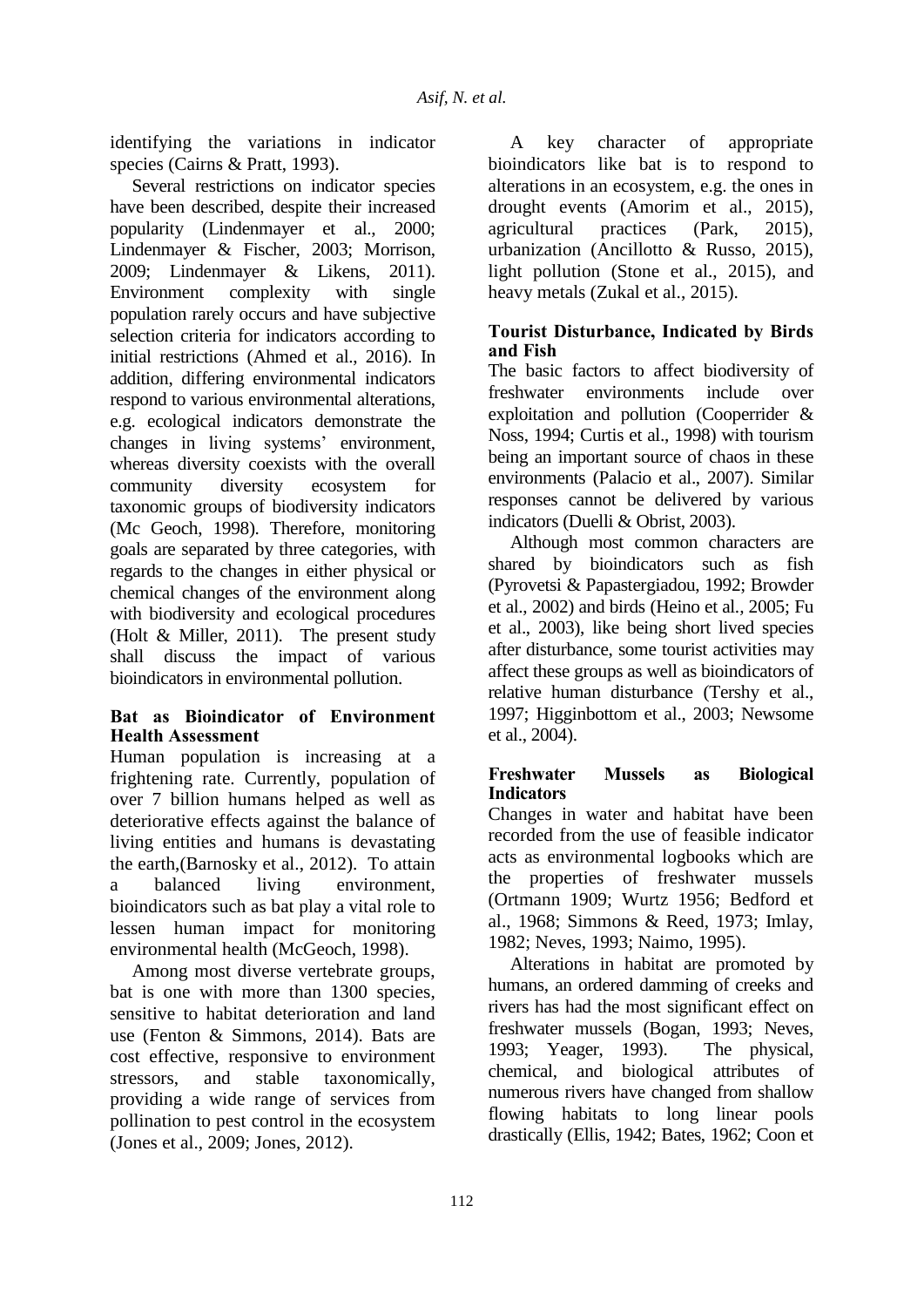identifying the variations in indicator species (Cairns & Pratt, 1993).

Several restrictions on indicator species have been described, despite their increased popularity (Lindenmayer et al., 2000; Lindenmayer & Fischer, 2003; Morrison, 2009; Lindenmayer & Likens, 2011). Environment complexity with single population rarely occurs and have subjective selection criteria for indicators according to initial restrictions (Ahmed et al., 2016). In addition, differing environmental indicators respond to various environmental alterations, e.g. ecological indicators demonstrate the changes in living systems' environment, whereas diversity coexists with the overall community diversity ecosystem for taxonomic groups of biodiversity indicators (Mc Geoch, 1998). Therefore, monitoring goals are separated by three categories, with regards to the changes in either physical or chemical changes of the environment along with biodiversity and ecological procedures (Holt & Miller, 2011). The present study shall discuss the impact of various bioindicators in environmental pollution.

## Bat as Bioindicator of Environment Health Assessment

Human population is increasing at a frightening rate. Currently, population of over 7 billion humans helped as well as deteriorative effects against the balance of living entities and humans is devastating the earth,(Barnosky et al., 2012). To attain a balanced living environment, bioindicators such as bat play a vital role to lessen human impact for monitoring environmental health (McGeoch, 1998).

Among most diverse vertebrate groups, bat is one with more than 1300 species, sensitive to habitat deterioration and land use (Fenton & Simmons, 2014). Bats are cost effective, responsive to environment stressors, and stable taxonomically, providing a wide range of services from pollination to pest control in the ecosystem (Jones et al., 2009; Jones, 2012).

A key character of appropriate bioindicators like bat is to respond to alterations in an ecosystem, e.g. the ones in drought events (Amorim et al., 2015), agricultural practices (Park, 2015), urbanization (Ancillotto & Russo, 2015), light pollution (Stone et al., 2015), and heavy metals (Zukal et al., 2015).

## Tourist Disturbance, Indicated by Birds and Fish

The basic factors to affect biodiversity of freshwater environments include over exploitation and pollution (Cooperrider & Noss, 1994; Curtis et al., 1998) with tourism being an important source of chaos in these environments (Palacio et al., 2007). Similar responses cannot be delivered by various indicators (Duelli & Obrist, 2003).

Although most common characters are shared by bioindicators such as fish (Pyrovetsi & Papastergiadou, 1992; Browder et al., 2002) and birds (Heino et al., 2005; Fu et al., 2003), like being short lived species after disturbance, some tourist activities may affect these groups as well as bioindicators of relative human disturbance (Tershy et al., 1997; Higginbottom et al., 2003; Newsome et al., 2004).

## Freshwater Mussels as Biological Indicators

Changes in water and habitat have been recorded from the use of feasible indicator acts as environmental logbooks which are the properties of freshwater mussels (Ortmann 1909; Wurtz 1956; Bedford et al., 1968; Simmons & Reed, 1973; Imlay, 1982; Neves, 1993; Naimo, 1995).

Alterations in habitat are promoted by humans, an ordered damming of creeks and rivers has had the most significant effect on freshwater mussels (Bogan, 1993; Neves, 1993; Yeager, 1993). The physical, chemical, and biological attributes of numerous rivers have changed from shallow flowing habitats to long linear pools drastically (Ellis, 1942; Bates, 1962; Coon et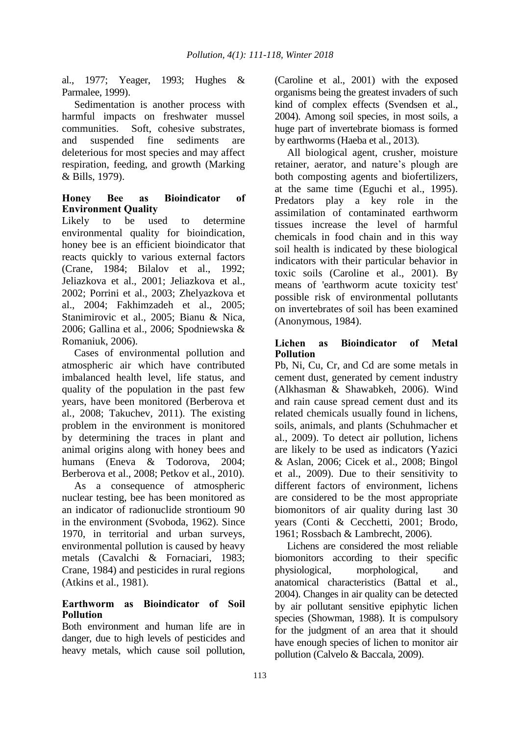al., 1977; Yeager, 1993; Hughes & Parmalee, 1999).

Sedimentation is another process with harmful impacts on freshwater mussel communities. Soft, cohesive substrates, and suspended fine sediments are deleterious for most species and may affect respiration, feeding, and growth (Marking & Bills, 1979).

### Honey Bee as Bioindicator of Environment Quality

Likely to be used to determine environmental quality for bioindication, honey bee is an efficient bioindicator that reacts quickly to various external factors (Crane, 1984; Bilalov et al., 1992; Jeliazkova et al., 2001; Jeliazkova et al., 2002; Porrini et al., 2003; Zhelyazkova et al., 2004; Fakhimzadeh et al., 2005; Stanimirovic et al., 2005; Bianu & Nica, 2006; Gallina et al., 2006; Spodniewska & Romaniuk, 2006).

Cases of environmental pollution and atmospheric air which have contributed imbalanced health level, life status, and quality of the population in the past few years, have been monitored (Berberova et al., 2008; Takuchev, 2011). The existing problem in the environment is monitored by determining the traces in plant and animal origins along with honey bees and humans (Eneva & Todorova, 2004; Berberova et al., 2008; Petkov et al., 2010).

As a consequence of atmospheric nuclear testing, bee has been monitored as an indicator of radionuclide strontioum 90 in the environment (Svoboda, 1962). Since 1970, in territorial and urban surveys, environmental pollution is caused by heavy metals (Cavalchi & Fornaciari, 1983; Crane, 1984) and pesticides in rural regions (Atkins et al., 1981).

### Earthworm as Bioindicator of Soil Pollution

Both environment and human life are in danger, due to high levels of pesticides and heavy metals, which cause soil pollution, (Caroline et al., 2001) with the exposed organisms being the greatest invaders of such kind of complex effects (Svendsen et al., 2004). Among soil species, in most soils, a huge part of invertebrate biomass is formed by earthworms (Haeba et al., 2013).

All biological agent, crusher, moisture retainer, aerator, and nature's plough are both composting agents and biofertilizers, at the same time (Eguchi et al., 1995). Predators play a key role in the assimilation of contaminated earthworm tissues increase the level of harmful chemicals in food chain and in this way soil health is indicated by these biological indicators with their particular behavior in toxic soils (Caroline et al., 2001). By means of 'earthworm acute toxicity test' possible risk of environmental pollutants on invertebrates of soil has been examined (Anonymous, 1984).

### Lichen as Bioindicator of Metal Pollution

Pb, Ni, Cu, Cr, and Cd are some metals in cement dust, generated by cement industry (Alkhasman & Shawabkeh, 2006). Wind and rain cause spread cement dust and its related chemicals usually found in lichens, soils, animals, and plants (Schuhmacher et al., 2009). To detect air pollution, lichens are likely to be used as indicators (Yazici & Aslan, 2006; Cicek et al., 2008; Bingol et al., 2009). Due to their sensitivity to different factors of environment, lichens are considered to be the most appropriate biomonitors of air quality during last 30 years (Conti & Cecchetti, 2001; Brodo, 1961; Rossbach & Lambrecht, 2006).

Lichens are considered the most reliable biomonitors according to their specific physiological, morphological, and anatomical characteristics (Battal et al., 2004). Changes in air quality can be detected by air pollutant sensitive epiphytic lichen species (Showman, 1988). It is compulsory for the judgment of an area that it should have enough species of lichen to monitor air pollution (Calvelo & Baccala, 2009).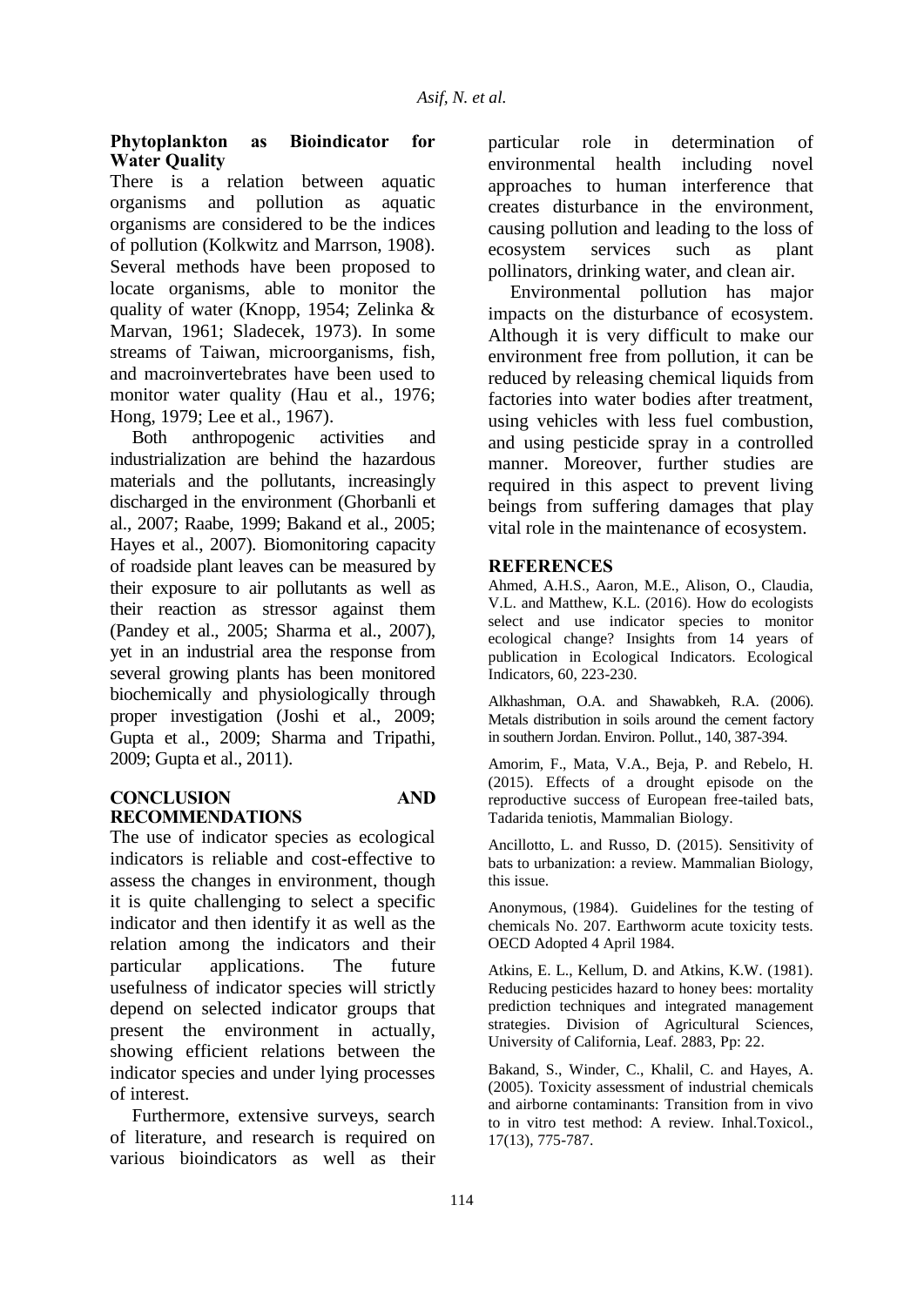## Phytoplankton as Bioindicator for Water Quality

There is a relation between aquatic organisms and pollution as aquatic organisms are considered to be the indices of pollution (Kolkwitz and Marrson, 1908). Several methods have been proposed to locate organisms, able to monitor the quality of water (Knopp, 1954; Zelinka & Marvan, 1961; Sladecek, 1973). In some streams of Taiwan, microorganisms, fish, and macroinvertebrates have been used to monitor water quality (Hau et al., 1976; Hong, 1979; Lee et al., 1967).

Both anthropogenic activities and industrialization are behind the hazardous materials and the pollutants, increasingly discharged in the environment (Ghorbanli et al., 2007; Raabe, 1999; Bakand et al., 2005; Hayes et al., 2007). Biomonitoring capacity of roadside plant leaves can be measured by their exposure to air pollutants as well as their reaction as stressor against them (Pandey et al., 2005; Sharma et al., 2007), yet in an industrial area the response from several growing plants has been monitored biochemically and physiologically through proper investigation (Joshi et al., 2009; Gupta et al., 2009; Sharma and Tripathi, 2009; Gupta et al., 2011).

## CONCLUSION AND RECOMMENDATIONS

The use of indicator species as ecological indicators is reliable and cost-effective to assess the changes in environment, though it is quite challenging to select a specific indicator and then identify it as well as the relation among the indicators and their particular applications. The future usefulness of indicator species will strictly depend on selected indicator groups that present the environment in actually, showing efficient relations between the indicator species and under lying processes of interest.

Furthermore, extensive surveys, search of literature, and research is required on various bioindicators as well as their particular role in determination of environmental health including novel approaches to human interference that creates disturbance in the environment, causing pollution and leading to the loss of ecosystem services such as plant pollinators, drinking water, and clean air.

Environmental pollution has major impacts on the disturbance of ecosystem. Although it is very difficult to make our environment free from pollution, it can be reduced by releasing chemical liquids from factories into water bodies after treatment, using vehicles with less fuel combustion, and using pesticide spray in a controlled manner. Moreover, further studies are required in this aspect to prevent living beings from suffering damages that play vital role in the maintenance of ecosystem.

## REFERENCES

Ahmed, A.H.S., Aaron, M.E., Alison, O., Claudia, V.L. and Matthew, K.L. (2016). How do ecologists select and use indicator species to monitor ecological change? Insights from 14 years of publication in Ecological Indicators. Ecological Indicators, 60, 223-230.

Alkhashman, O.A. and Shawabkeh, R.A. (2006). Metals distribution in soils around the cement factory in southern Jordan. Environ. Pollut., 140, 387-394.

Amorim, F., Mata, V.A., Beja, P. and Rebelo, H. (2015). Effects of a drought episode on the reproductive success of European free-tailed bats, Tadarida teniotis, Mammalian Biology.

Ancillotto, L. and Russo, D. (2015). Sensitivity of bats to urbanization: a review. Mammalian Biology, this issue.

Anonymous, (1984). Guidelines for the testing of chemicals No. 207. Earthworm acute toxicity tests. OECD Adopted 4 April 1984.

Atkins, E. L., Kellum, D. and Atkins, K.W. (1981). Reducing pesticides hazard to honey bees: mortality prediction techniques and integrated management strategies. Division of Agricultural Sciences, University of California, Leaf. 2883, Pp: 22.

Bakand, S., Winder, C., Khalil, C. and Hayes, A. (2005). Toxicity assessment of industrial chemicals and airborne contaminants: Transition from in vivo to in vitro test method: A review. Inhal.Toxicol., 17(13), 775-787.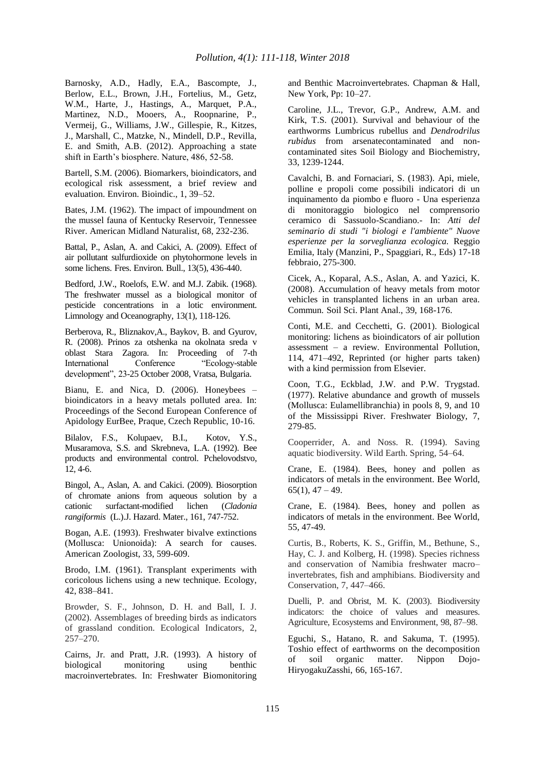Barnosky, A.D., Hadly, E.A., Bascompte, J., Berlow, E.L., Brown, J.H., Fortelius, M., Getz, W.M., Harte, J., Hastings, A., Marquet, P.A., Martinez, N.D., Mooers, A., Roopnarine, P., Vermeij, G., Williams, J.W., Gillespie, R., Kitzes, J., Marshall, C., Matzke, N., Mindell, D.P., Revilla, E. and Smith, A.B. (2012). Approaching a state shift in Earth's biosphere. Nature, 486, 52-58.

Bartell, S.M. (2006). Biomarkers, bioindicators, and ecological risk assessment, a brief review and evaluation. Environ. Bioindic., 1, 39–52.

Bates, J.M. (1962). The impact of impoundment on the mussel fauna of Kentucky Reservoir, Tennessee River. American Midland Naturalist, 68, 232-236.

Battal, P., Aslan, A. and Cakici, A. (2009). Effect of air pollutant sulfurdioxide on phytohormone levels in some lichens. Fres. Environ. Bull., 13(5), 436-440.

Bedford, J.W., Roelofs, E.W. and M.J. Zabik. (1968). The freshwater mussel as a biological monitor of pesticide concentrations in a lotic environment. Limnology and Oceanography, 13(1), 118-126.

Berberova, R., Bliznakov,A., Baykov, B. and Gyurov, R. (2008). Prinos za otshenka na okolnata sreda v oblast Stara Zagora. In: Proceeding of 7-th International Conference "Ecology-stable development", 23-25 October 2008, Vratsa, Bulgaria.

Bianu, E. and Nica, D. (2006). Honeybees – bioindicators in a heavy metals polluted area. In: Proceedings of the Second European Conference of Apidology EurBee, Praque, Czech Republic, 10-16.

Bilalov, F.S., Kolupaev, B.I., Kotov, Y.S., Musaramova, S.S. and Skrebneva, L.A. (1992). Bee products and environmental control. Pchelovodstvo, 12, 4-6.

Bingol, A., Aslan, A. and Cakici. (2009). Biosorption of chromate anions from aqueous solution by a cationic surfactant-modified lichen (*Cladonia rangiformis* (L.).J. Hazard. Mater., 161, 747-752.

Bogan, A.E. (1993). Freshwater bivalve extinctions (Mollusca: Unionoida): A search for causes. American Zoologist, 33, 599-609.

Brodo, I.M. (1961). Transplant experiments with coricolous lichens using a new technique. Ecology, 42, 838–841.

Browder, S. F., Johnson, D. H. and Ball, I. J. (2002). Assemblages of breeding birds as indicators of grassland condition. Ecological Indicators, 2, 257–270.

Cairns, Jr. and Pratt, J.R. (1993). A history of biological monitoring using benthic macroinvertebrates. In: Freshwater Biomonitoring and Benthic Macroinvertebrates. Chapman & Hall, New York, Pp: 10–27.

Caroline, J.L., Trevor, G.P., Andrew, A.M. and Kirk, T.S. (2001). Survival and behaviour of the earthworms Lumbricus rubellus and *Dendrodrilus rubidus* from arsenatecontaminated and non-contaminated sites Soil Biology and Biochemistry, 33, 1239-1244.

Cavalchi, B. and Fornaciari, S. (1983). Api, miele, polline e propoli come possibili indicatori di un inquinamento da piombo e fluoro - Una esperienza di monitoraggio biologico nel comprensorio ceramico di Sassuolo-Scandiano.- In: *Atti del seminario di studi "i biologi e l'ambiente" Nuove esperienze per la sorveglianza ecologica.* Reggio Emilia, Italy (Manzini, P., Spaggiari, R., Eds) 17-18 febbraio, 275-300.

Cicek, A., Koparal, A.S., Aslan, A. and Yazici, K. (2008). Accumulation of heavy metals from motor vehicles in transplanted lichens in an urban area. Commun. Soil Sci. Plant Anal., 39, 168-176.

Conti, M.E. and Cecchetti, G. (2001). Biological monitoring: lichens as bioindicators of air pollution assessment – a review. Environmental Pollution, 114, 471–492, Reprinted (or higher parts taken) with a kind permission from Elsevier.

Coon, T.G., Eckblad, J.W. and P.W. Trygstad. (1977). Relative abundance and growth of mussels (Mollusca: Eulamellibranchia) in pools 8, 9, and 10 of the Mississippi River. Freshwater Biology, 7, 279-85.

Cooperrider, A. and Noss. R. (1994). Saving aquatic biodiversity. Wild Earth. Spring, 54–64.

Crane, E. (1984). Bees, honey and pollen as indicators of metals in the environment. Bee World, 65(1), 47 – 49.

Crane, E. (1984). Bees, honey and pollen as indicators of metals in the environment. Bee World, 55, 47-49.

Curtis, B., Roberts, K. S., Griffin, M., Bethune, S., Hay, C. J. and Kolberg, H. (1998). Species richness and conservation of Namibia freshwater macro–invertebrates, fish and amphibians. Biodiversity and Conservation, 7, 447–466.

Duelli, P. and Obrist, M. K. (2003). Biodiversity indicators: the choice of values and measures. Agriculture, Ecosystems and Environment, 98, 87–98.

Eguchi, S., Hatano, R. and Sakuma, T. (1995). Toshio effect of earthworms on the decomposition of soil organic matter. Nippon Dojo-HiryogakuZasshi, 66, 165-167.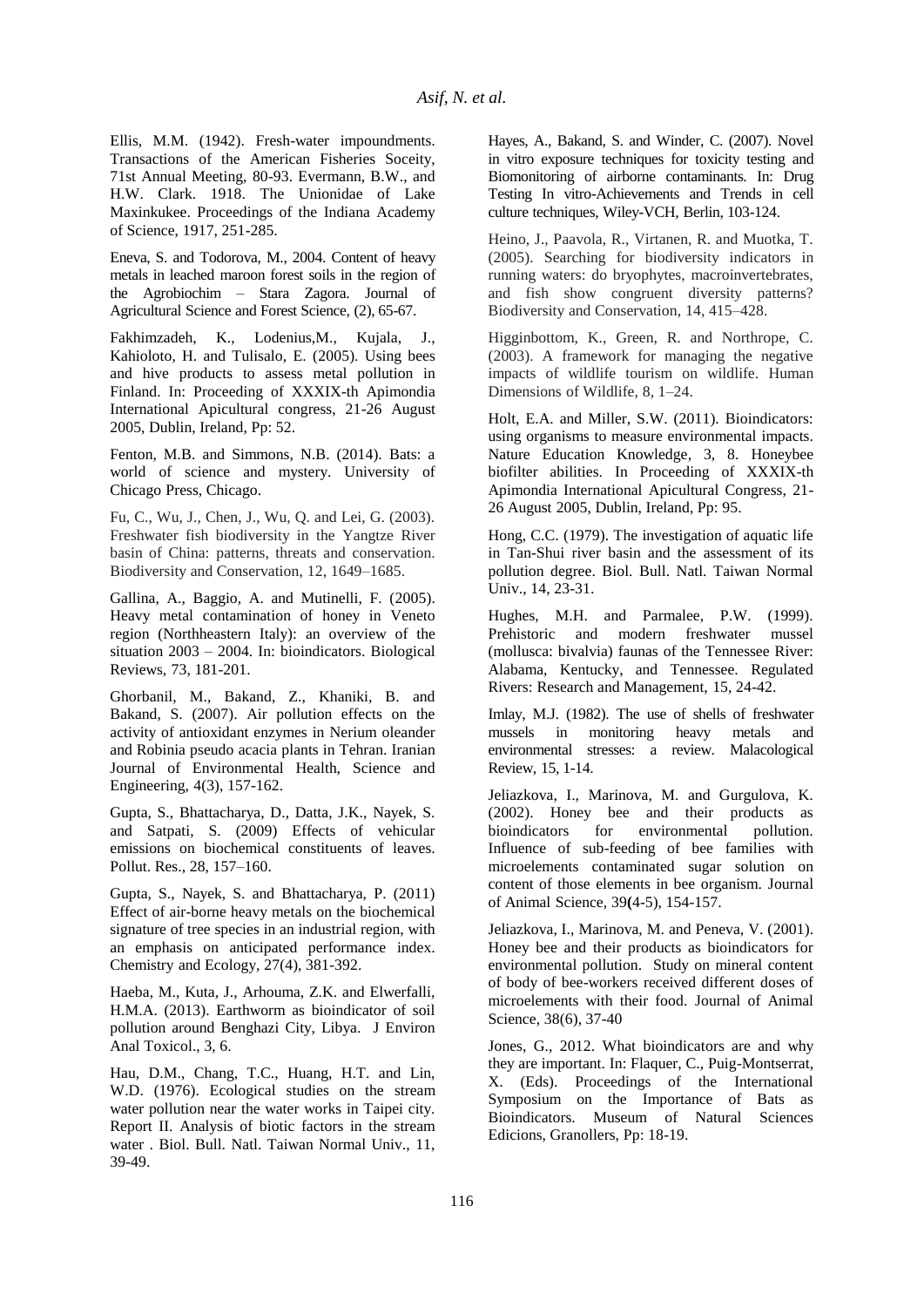Ellis, M.M. (1942). Fresh-water impoundments. Transactions of the American Fisheries Soceity, 71st Annual Meeting, 80-93. Evermann, B.W., and H.W. Clark. 1918. The Unionidae of Lake Maxinkukee. Proceedings of the Indiana Academy of Science, 1917, 251-285.

Eneva, S. and Todorova, M., 2004. Content of heavy metals in leached maroon forest soils in the region of the Agrobiochim – Stara Zagora. Journal of Agricultural Science and Forest Science, (2), 65-67.

Fakhimzadeh, K., Lodenius,M., Kujala, J., Kahioloto, H. and Tulisalo, E. (2005). Using bees and hive products to assess metal pollution in Finland. In: Proceeding of XXXIX-th Apimondia International Apicultural congress, 21-26 August 2005, Dublin, Ireland, Pp: 52.

Fenton, M.B. and Simmons, N.B. (2014). Bats: a world of science and mystery. University of Chicago Press, Chicago.

Fu, C., Wu, J., Chen, J., Wu, Q. and Lei, G. (2003). Freshwater fish biodiversity in the Yangtze River basin of China: patterns, threats and conservation. Biodiversity and Conservation, 12, 1649–1685.

Gallina, A., Baggio, A. and Mutinelli, F. (2005). Heavy metal contamination of honey in Veneto region (Northheastern Italy): an overview of the situation 2003 – 2004. In: bioindicators. Biological Reviews, 73, 181-201.

Ghorbanil, M., Bakand, Z., Khaniki, B. and Bakand, S. (2007). Air pollution effects on the activity of antioxidant enzymes in Nerium oleander and Robinia pseudo acacia plants in Tehran. Iranian Journal of Environmental Health, Science and Engineering, 4(3), 157-162.

Gupta, S., Bhattacharya, D., Datta, J.K., Nayek, S. and Satpati, S. (2009) Effects of vehicular emissions on biochemical constituents of leaves. Pollut. Res., 28, 157–160.

Gupta, S., Nayek, S. and Bhattacharya, P. (2011) Effect of air-borne heavy metals on the biochemical signature of tree species in an industrial region, with an emphasis on anticipated performance index. Chemistry and Ecology, 27(4), 381-392.

Haeba, M., Kuta, J., Arhouma, Z.K. and Elwerfalli, H.M.A. (2013). Earthworm as bioindicator of soil pollution around Benghazi City, Libya. J Environ Anal Toxicol., 3, 6.

Hau, D.M., Chang, T.C., Huang, H.T. and Lin, W.D. (1976). Ecological studies on the stream water pollution near the water works in Taipei city. Report II. Analysis of biotic factors in the stream water . Biol. Bull. Natl. Taiwan Normal Univ., 11, 39-49.

Hayes, A., Bakand, S. and Winder, C. (2007). Novel in vitro exposure techniques for toxicity testing and Biomonitoring of airborne contaminants. In: Drug Testing In vitro-Achievements and Trends in cell culture techniques, Wiley-VCH, Berlin, 103-124.

Heino, J., Paavola, R., Virtanen, R. and Muotka, T. (2005). Searching for biodiversity indicators in running waters: do bryophytes, macroinvertebrates, and fish show congruent diversity patterns? Biodiversity and Conservation, 14, 415–428.

Higginbottom, K., Green, R. and Northrope, C. (2003). A framework for managing the negative impacts of wildlife tourism on wildlife. Human Dimensions of Wildlife, 8, 1–24.

Holt, E.A. and Miller, S.W. (2011). Bioindicators: using organisms to measure environmental impacts. Nature Education Knowledge, 3, 8. Honeybee biofilter abilities. In Proceeding of XXXIX-th Apimondia International Apicultural Congress, 21-26 August 2005, Dublin, Ireland, Pp: 95.

Hong, C.C. (1979). The investigation of aquatic life in Tan-Shui river basin and the assessment of its pollution degree. Biol. Bull. Natl. Taiwan Normal Univ., 14, 23-31.

Hughes, M.H. and Parmalee, P.W. (1999). Prehistoric and modern freshwater mussel (mollusca: bivalvia) faunas of the Tennessee River: Alabama, Kentucky, and Tennessee. Regulated Rivers: Research and Management, 15, 24-42.

Imlay, M.J. (1982). The use of shells of freshwater mussels in monitoring heavy metals and environmental stresses: a review. Malacological Review, 15, 1-14.

Jeliazkova, I., Marinova, M. and Gurgulova, K. (2002). Honey bee and their products as bioindicators for environmental pollution. Influence of sub-feeding of bee families with microelements contaminated sugar solution on content of those elements in bee organism. Journal of Animal Science, 39**(**4-5), 154-157.

Jeliazkova, I., Marinova, M. and Peneva, V. (2001). Honey bee and their products as bioindicators for environmental pollution. Study on mineral content of body of bee-workers received different doses of microelements with their food. Journal of Animal Science, 38(6), 37-40

Jones, G., 2012. What bioindicators are and why they are important. In: Flaquer, C., Puig-Montserrat, X. (Eds). Proceedings of the International Symposium on the Importance of Bats as Bioindicators. Museum of Natural Sciences Edicions, Granollers, Pp: 18-19.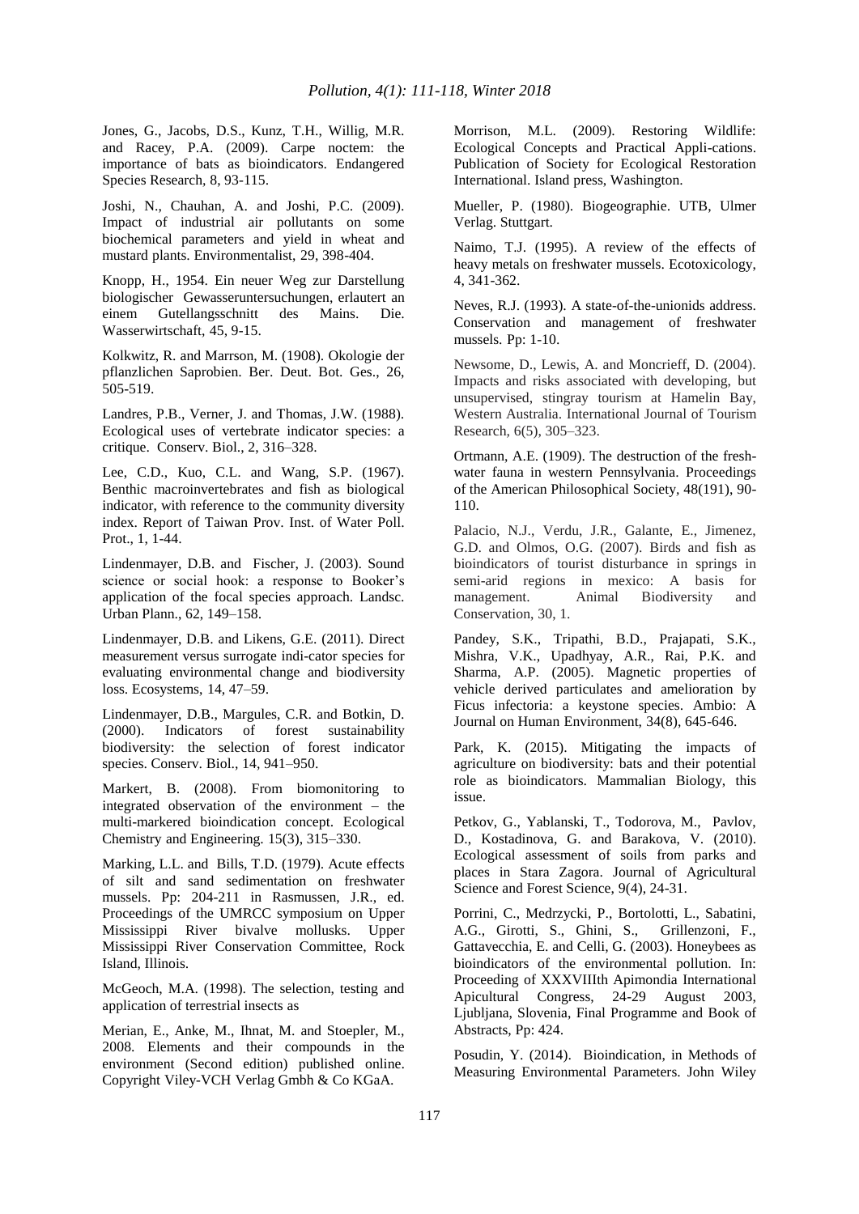Jones, G., Jacobs, D.S., Kunz, T.H., Willig, M.R. and Racey, P.A. (2009). Carpe noctem: the importance of bats as bioindicators. Endangered Species Research, 8, 93-115.

Joshi, N., Chauhan, A. and Joshi, P.C. (2009). Impact of industrial air pollutants on some biochemical parameters and yield in wheat and mustard plants. Environmentalist, 29, 398-404.

Knopp, H., 1954. Ein neuer Weg zur Darstellung biologischer Gewasseruntersuchungen, erlautert an einem Gutellangsschnitt des Mains. Die. Wasserwirtschaft, 45, 9-15.

Kolkwitz, R. and Marrson, M. (1908). Okologie der pflanzlichen Saprobien. Ber. Deut. Bot. Ges., 26, 505-519.

Landres, P.B., Verner, J. and Thomas, J.W. (1988). Ecological uses of vertebrate indicator species: a critique. Conserv. Biol., 2, 316–328.

Lee, C.D., Kuo, C.L. and Wang, S.P. (1967). Benthic macroinvertebrates and fish as biological indicator, with reference to the community diversity index. Report of Taiwan Prov. Inst. of Water Poll. Prot., 1, 1-44.

Lindenmayer, D.B. and Fischer, J. (2003). Sound science or social hook: a response to Booker's application of the focal species approach. Landsc. Urban Plann., 62, 149–158.

Lindenmayer, D.B. and Likens, G.E. (2011). Direct measurement versus surrogate indi-cator species for evaluating environmental change and biodiversity loss. Ecosystems, 14, 47–59.

Lindenmayer, D.B., Margules, C.R. and Botkin, D. (2000). Indicators of forest sustainability biodiversity: the selection of forest indicator species. Conserv. Biol., 14, 941–950.

Markert, B. (2008). From biomonitoring to integrated observation of the environment – the multi-markered bioindication concept. Ecological Chemistry and Engineering. 15(3), 315–330.

Marking, L.L. and Bills, T.D. (1979). Acute effects of silt and sand sedimentation on freshwater mussels. Pp: 204-211 in Rasmussen, J.R., ed. Proceedings of the UMRCC symposium on Upper Mississippi River bivalve mollusks. Upper Mississippi River Conservation Committee, Rock Island, Illinois.

McGeoch, M.A. (1998). The selection, testing and application of terrestrial insects as

Merian, E., Anke, M., Ihnat, M. and Stoepler, M., 2008. Elements and their compounds in the environment (Second edition) published online. Copyright Viley-VCH Verlag Gmbh & Co KGaA.

Morrison, M.L. (2009). Restoring Wildlife: Ecological Concepts and Practical Appli-cations. Publication of Society for Ecological Restoration International. Island press, Washington.

Mueller, P. (1980). Biogeographie. UTB, Ulmer Verlag. Stuttgart.

Naimo, T.J. (1995). A review of the effects of heavy metals on freshwater mussels. Ecotoxicology, 4, 341-362.

Neves, R.J. (1993). A state-of-the-unionids address. Conservation and management of freshwater mussels. Pp: 1-10.

Newsome, D., Lewis, A. and Moncrieff, D. (2004). Impacts and risks associated with developing, but unsupervised, stingray tourism at Hamelin Bay, Western Australia. International Journal of Tourism Research, 6(5), 305–323.

Ortmann, A.E. (1909). The destruction of the fresh-water fauna in western Pennsylvania. Proceedings of the American Philosophical Society, 48(191), 90-110.

Palacio, N.J., Verdu, J.R., Galante, E., Jimenez, G.D. and Olmos, O.G. (2007). Birds and fish as bioindicators of tourist disturbance in springs in semi-arid regions in mexico: A basis for management. Animal Biodiversity and Conservation, 30, 1.

Pandey, S.K., Tripathi, B.D., Prajapati, S.K., Mishra, V.K., Upadhyay, A.R., Rai, P.K. and Sharma, A.P. (2005). Magnetic properties of vehicle derived particulates and amelioration by Ficus infectoria: a keystone species. Ambio: A Journal on Human Environment, 34(8), 645-646.

Park, K. (2015). Mitigating the impacts of agriculture on biodiversity: bats and their potential role as bioindicators. Mammalian Biology, this issue.

Petkov, G., Yablanski, T., Todorova, M., Pavlov, D., Kostadinova, G. and Barakova, V. (2010). Ecological assessment of soils from parks and places in Stara Zagora. Journal of Agricultural Science and Forest Science, 9(4), 24-31.

Porrini, C., Medrzycki, P., Bortolotti, L., Sabatini, A.G., Girotti, S., Ghini, S., Grillenzoni, F., Gattavecchia, E. and Celli, G. (2003). Honeybees as bioindicators of the environmental pollution. In: Proceeding of XXXVIIIth Apimondia International Apicultural Congress, 24-29 August 2003, Ljubljana, Slovenia, Final Programme and Book of Abstracts, Pp: 424.

Posudin, Y. (2014). Bioindication, in Methods of Measuring Environmental Parameters. John Wiley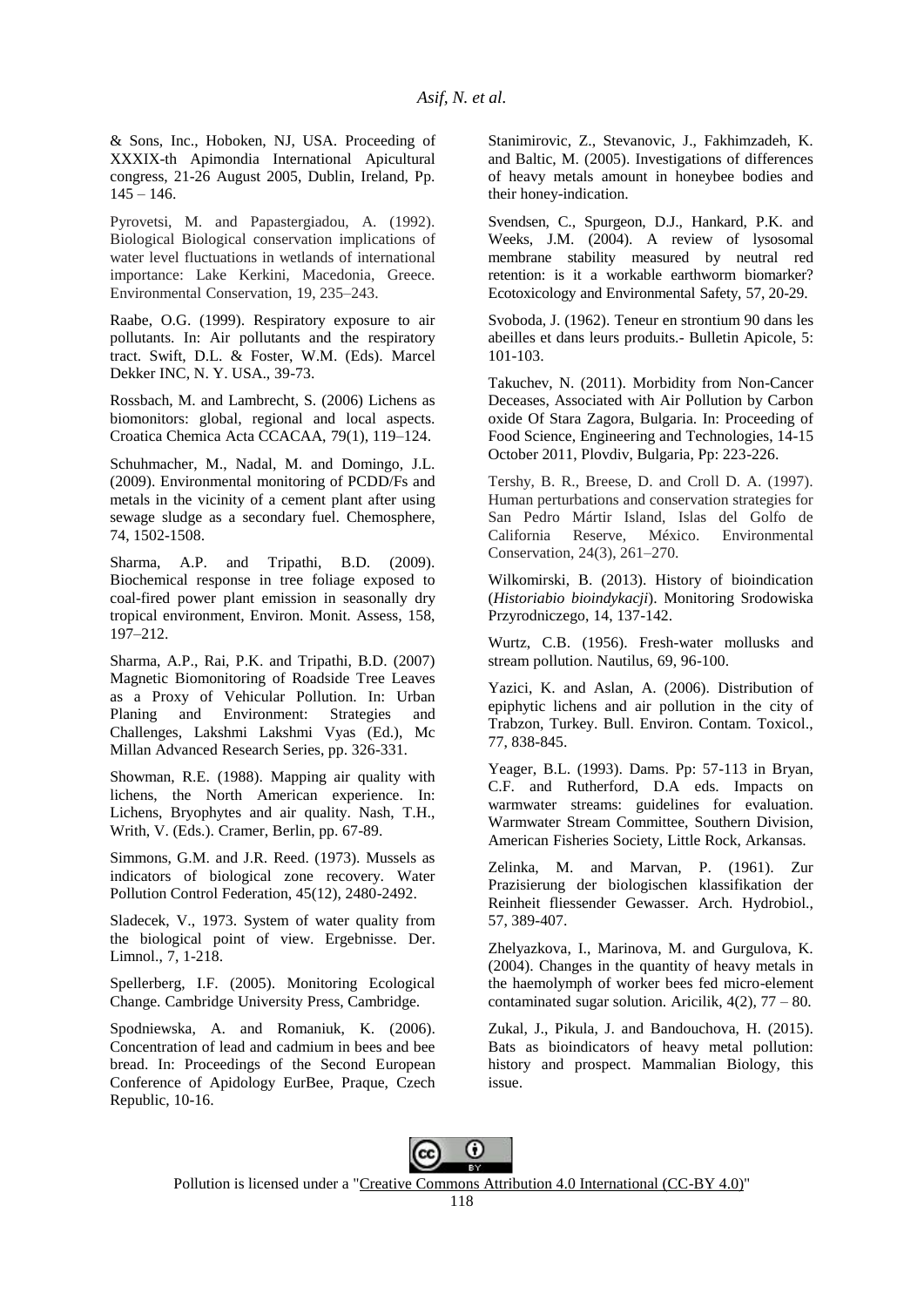& Sons, Inc., Hoboken, NJ, USA. Proceeding of XXXIX-th Apimondia International Apicultural congress, 21-26 August 2005, Dublin, Ireland, Pp. 145 – 146.

Pyrovetsi, M. and Papastergiadou, A. (1992). Biological Biological conservation implications of water level fluctuations in wetlands of international importance: Lake Kerkini, Macedonia, Greece. Environmental Conservation, 19, 235–243.

Raabe, O.G. (1999). Respiratory exposure to air pollutants. In: Air pollutants and the respiratory tract. Swift, D.L. & Foster, W.M. (Eds). Marcel Dekker INC, N. Y. USA., 39-73.

Rossbach, M. and Lambrecht, S. (2006) Lichens as biomonitors: global, regional and local aspects. Croatica Chemica Acta CCACAA, 79(1), 119–124.

Schuhmacher, M., Nadal, M. and Domingo, J.L. (2009). Environmental monitoring of PCDD/Fs and metals in the vicinity of a cement plant after using sewage sludge as a secondary fuel. Chemosphere, 74, 1502-1508.

Sharma, A.P. and Tripathi, B.D. (2009). Biochemical response in tree foliage exposed to coal-fired power plant emission in seasonally dry tropical environment, Environ. Monit. Assess, 158, 197–212.

Sharma, A.P., Rai, P.K. and Tripathi, B.D. (2007) Magnetic Biomonitoring of Roadside Tree Leaves as a Proxy of Vehicular Pollution. In: Urban Planing and Environment: Strategies and Challenges, Lakshmi Lakshmi Vyas (Ed.), Mc Millan Advanced Research Series, pp. 326-331.

Showman, R.E. (1988). Mapping air quality with lichens, the North American experience. In: Lichens, Bryophytes and air quality. Nash, T.H., Writh, V. (Eds.). Cramer, Berlin, pp. 67-89.

Simmons, G.M. and J.R. Reed. (1973). Mussels as indicators of biological zone recovery. Water Pollution Control Federation, 45(12), 2480-2492.

Sladecek, V., 1973. System of water quality from the biological point of view. Ergebnisse. Der. Limnol., 7, 1-218.

Spellerberg, I.F. (2005). Monitoring Ecological Change. Cambridge University Press, Cambridge.

Spodniewska, A. and Romaniuk, K. (2006). Concentration of lead and cadmium in bees and bee bread. In: Proceedings of the Second European Conference of Apidology EurBee, Praque, Czech Republic, 10-16.

Stanimirovic, Z., Stevanovic, J., Fakhimzadeh, K. and Baltic, M. (2005). Investigations of differences of heavy metals amount in honeybee bodies and their honey-indication.

Svendsen, C., Spurgeon, D.J., Hankard, P.K. and Weeks, J.M. (2004). A review of lysosomal membrane stability measured by neutral red retention: is it a workable earthworm biomarker? Ecotoxicology and Environmental Safety, 57, 20-29.

Svoboda, J. (1962). Teneur en strontium 90 dans les abeilles et dans leurs produits.- Bulletin Apicole, 5: 101-103.

Takuchev, N. (2011). Morbidity from Non-Cancer Deceases, Associated with Air Pollution by Carbon oxide Of Stara Zagora, Bulgaria. In: Proceeding of Food Science, Engineering and Technologies, 14-15 October 2011, Plovdiv, Bulgaria, Pp: 223-226.

Tershy, B. R., Breese, D. and Croll D. A. (1997). Human perturbations and conservation strategies for San Pedro Mártir Island, Islas del Golfo de California Reserve, México. Environmental Conservation, 24(3), 261–270.

Wilkomirski, B. (2013). History of bioindication (*Historiabio bioindykacji*). Monitoring Srodowiska Przyrodniczego, 14, 137-142.

Wurtz, C.B. (1956). Fresh-water mollusks and stream pollution. Nautilus, 69, 96-100.

Yazici, K. and Aslan, A. (2006). Distribution of epiphytic lichens and air pollution in the city of Trabzon, Turkey. Bull. Environ. Contam. Toxicol., 77, 838-845.

Yeager, B.L. (1993). Dams. Pp: 57-113 in Bryan, C.F. and Rutherford, D.A eds. Impacts on warmwater streams: guidelines for evaluation. Warmwater Stream Committee, Southern Division, American Fisheries Society, Little Rock, Arkansas.

Zelinka, M. and Marvan, P. (1961). Zur Prazisierung der biologischen klassifikation der Reinheit fliessender Gewasser. Arch. Hydrobiol., 57, 389-407.

Zhelyazkova, I., Marinova, M. and Gurgulova, K. (2004). Changes in the quantity of heavy metals in the haemolymph of worker bees fed micro-element contaminated sugar solution. Aricilik, 4(2), 77 – 80.

Zukal, J., Pikula, J. and Bandouchova, H. (2015). Bats as bioindicators of heavy metal pollution: history and prospect. Mammalian Biology, this issue.

Pollution is licensed under a "Creative Commons Attribution 4.0 International (CC-BY 4.0)"